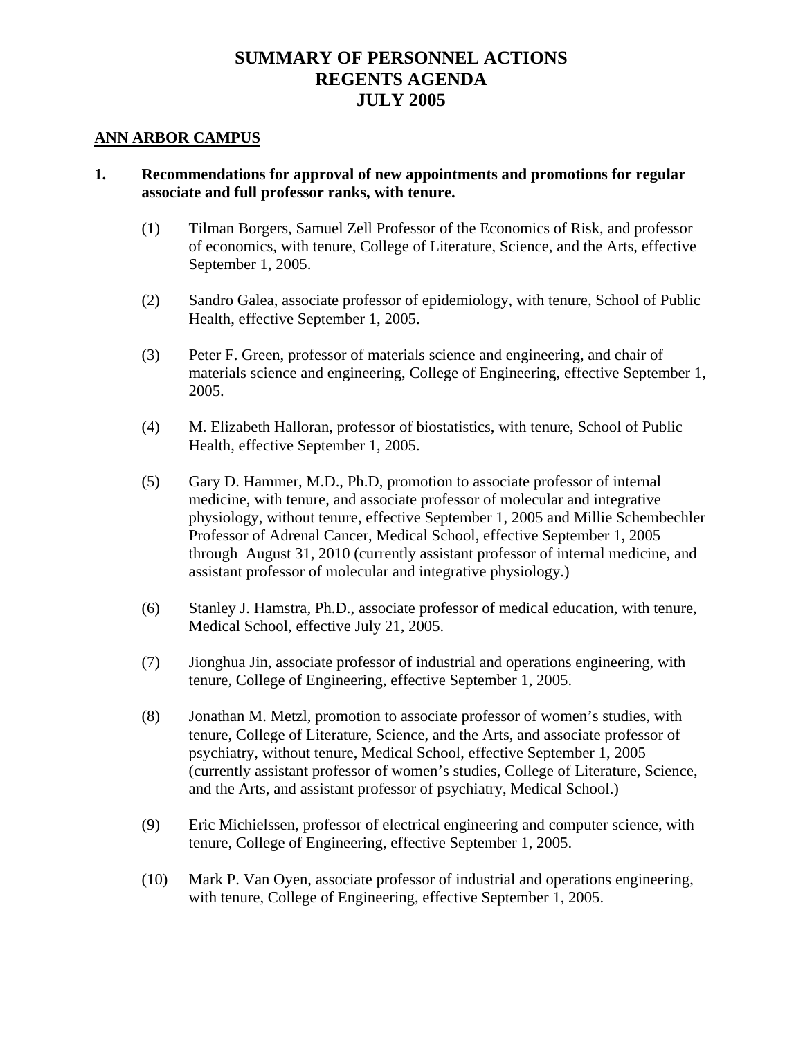# SUMMARY OF PERSONNEL ACTIONS
# REGENTS AGENDA
# JULY 2005

## ANN ARBOR CAMPUS

**1. Recommendations for approval of new appointments and promotions for regular associate and full professor ranks, with tenure.**

(1) Tilman Borgers, Samuel Zell Professor of the Economics of Risk, and professor of economics, with tenure, College of Literature, Science, and the Arts, effective September 1, 2005.

(2) Sandro Galea, associate professor of epidemiology, with tenure, School of Public Health, effective September 1, 2005.

(3) Peter F. Green, professor of materials science and engineering, and chair of materials science and engineering, College of Engineering, effective September 1, 2005.

(4) M. Elizabeth Halloran, professor of biostatistics, with tenure, School of Public Health, effective September 1, 2005.

(5) Gary D. Hammer, M.D., Ph.D, promotion to associate professor of internal medicine, with tenure, and associate professor of molecular and integrative physiology, without tenure, effective September 1, 2005 and Millie Schembechler Professor of Adrenal Cancer, Medical School, effective September 1, 2005 through August 31, 2010 (currently assistant professor of internal medicine, and assistant professor of molecular and integrative physiology.)

(6) Stanley J. Hamstra, Ph.D., associate professor of medical education, with tenure, Medical School, effective July 21, 2005.

(7) Jionghua Jin, associate professor of industrial and operations engineering, with tenure, College of Engineering, effective September 1, 2005.

(8) Jonathan M. Metzl, promotion to associate professor of women's studies, with tenure, College of Literature, Science, and the Arts, and associate professor of psychiatry, without tenure, Medical School, effective September 1, 2005 (currently assistant professor of women's studies, College of Literature, Science, and the Arts, and assistant professor of psychiatry, Medical School.)

(9) Eric Michielssen, professor of electrical engineering and computer science, with tenure, College of Engineering, effective September 1, 2005.

(10) Mark P. Van Oyen, associate professor of industrial and operations engineering, with tenure, College of Engineering, effective September 1, 2005.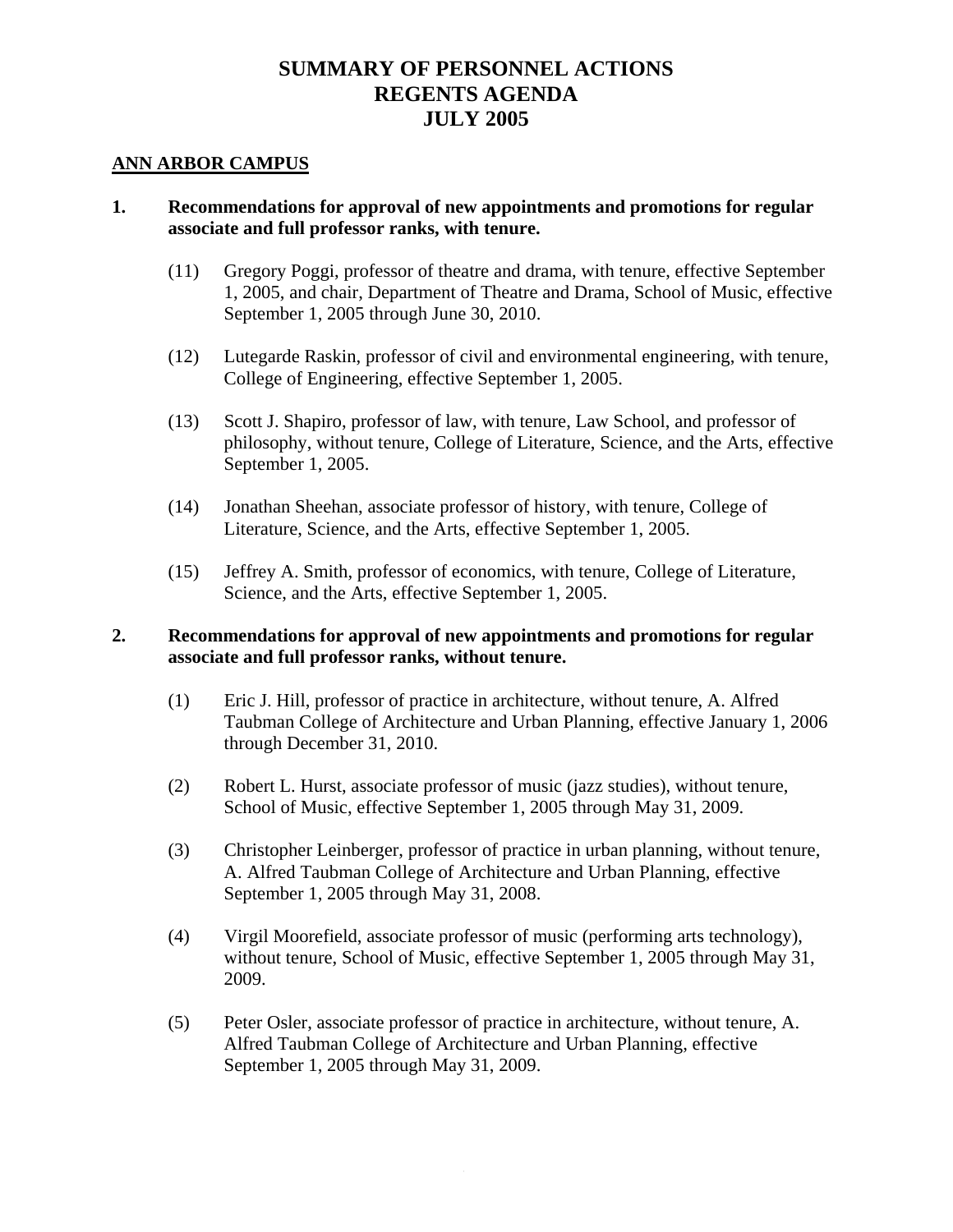# SUMMARY OF PERSONNEL ACTIONS
# REGENTS AGENDA
# JULY 2005

## ANN ARBOR CAMPUS

**1. Recommendations for approval of new appointments and promotions for regular associate and full professor ranks, with tenure.**

(11) Gregory Poggi, professor of theatre and drama, with tenure, effective September 1, 2005, and chair, Department of Theatre and Drama, School of Music, effective September 1, 2005 through June 30, 2010.

(12) Lutegarde Raskin, professor of civil and environmental engineering, with tenure, College of Engineering, effective September 1, 2005.

(13) Scott J. Shapiro, professor of law, with tenure, Law School, and professor of philosophy, without tenure, College of Literature, Science, and the Arts, effective September 1, 2005.

(14) Jonathan Sheehan, associate professor of history, with tenure, College of Literature, Science, and the Arts, effective September 1, 2005.

(15) Jeffrey A. Smith, professor of economics, with tenure, College of Literature, Science, and the Arts, effective September 1, 2005.

**2. Recommendations for approval of new appointments and promotions for regular associate and full professor ranks, without tenure.**

(1) Eric J. Hill, professor of practice in architecture, without tenure, A. Alfred Taubman College of Architecture and Urban Planning, effective January 1, 2006 through December 31, 2010.

(2) Robert L. Hurst, associate professor of music (jazz studies), without tenure, School of Music, effective September 1, 2005 through May 31, 2009.

(3) Christopher Leinberger, professor of practice in urban planning, without tenure, A. Alfred Taubman College of Architecture and Urban Planning, effective September 1, 2005 through May 31, 2008.

(4) Virgil Moorefield, associate professor of music (performing arts technology), without tenure, School of Music, effective September 1, 2005 through May 31, 2009.

(5) Peter Osler, associate professor of practice in architecture, without tenure, A. Alfred Taubman College of Architecture and Urban Planning, effective September 1, 2005 through May 31, 2009.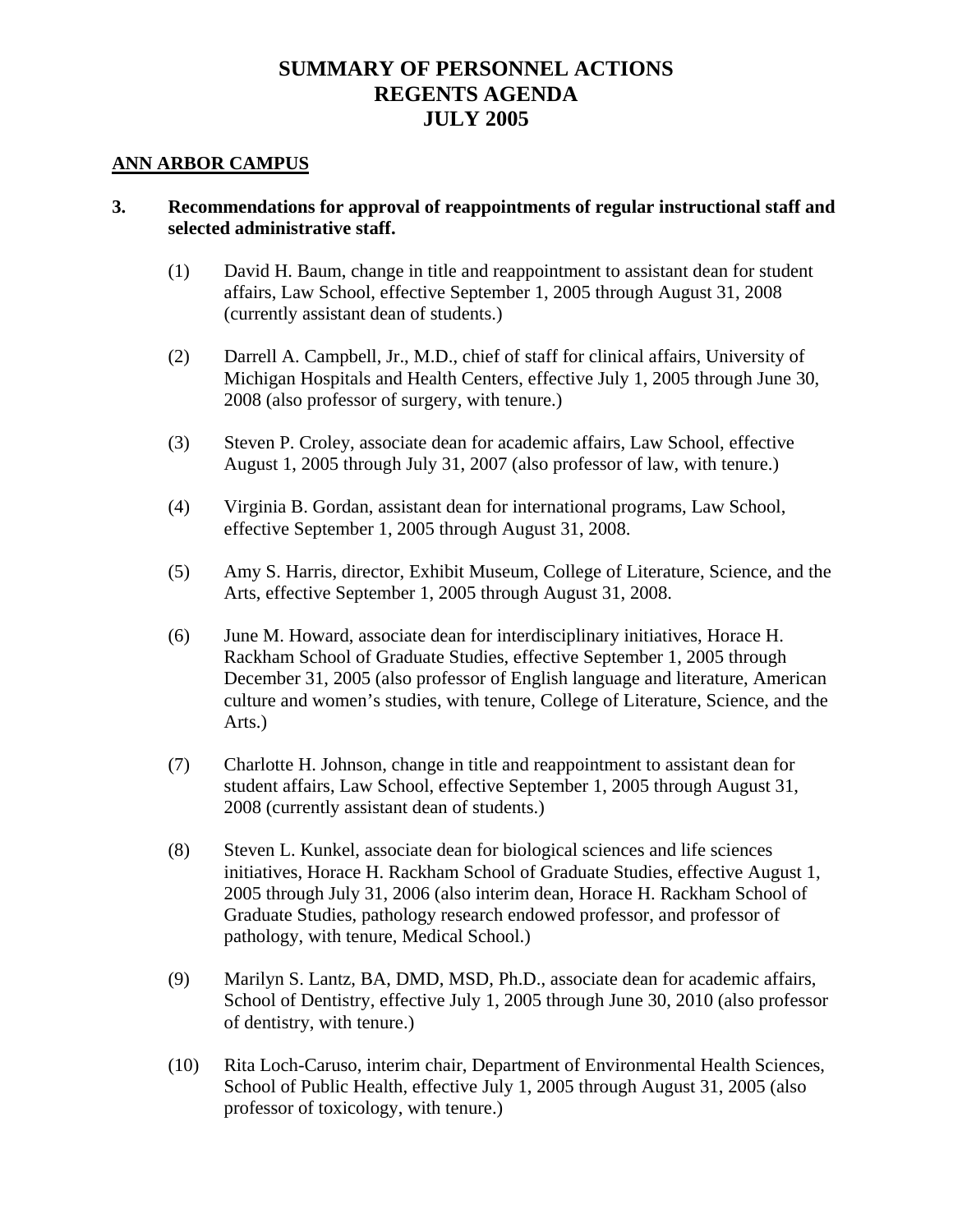# SUMMARY OF PERSONNEL ACTIONS
# REGENTS AGENDA
# JULY 2005

**ANN ARBOR CAMPUS**

**3. Recommendations for approval of reappointments of regular instructional staff and selected administrative staff.**

(1) David H. Baum, change in title and reappointment to assistant dean for student affairs, Law School, effective September 1, 2005 through August 31, 2008 (currently assistant dean of students.)

(2) Darrell A. Campbell, Jr., M.D., chief of staff for clinical affairs, University of Michigan Hospitals and Health Centers, effective July 1, 2005 through June 30, 2008 (also professor of surgery, with tenure.)

(3) Steven P. Croley, associate dean for academic affairs, Law School, effective August 1, 2005 through July 31, 2007 (also professor of law, with tenure.)

(4) Virginia B. Gordan, assistant dean for international programs, Law School, effective September 1, 2005 through August 31, 2008.

(5) Amy S. Harris, director, Exhibit Museum, College of Literature, Science, and the Arts, effective September 1, 2005 through August 31, 2008.

(6) June M. Howard, associate dean for interdisciplinary initiatives, Horace H. Rackham School of Graduate Studies, effective September 1, 2005 through December 31, 2005 (also professor of English language and literature, American culture and women's studies, with tenure, College of Literature, Science, and the Arts.)

(7) Charlotte H. Johnson, change in title and reappointment to assistant dean for student affairs, Law School, effective September 1, 2005 through August 31, 2008 (currently assistant dean of students.)

(8) Steven L. Kunkel, associate dean for biological sciences and life sciences initiatives, Horace H. Rackham School of Graduate Studies, effective August 1, 2005 through July 31, 2006 (also interim dean, Horace H. Rackham School of Graduate Studies, pathology research endowed professor, and professor of pathology, with tenure, Medical School.)

(9) Marilyn S. Lantz, BA, DMD, MSD, Ph.D., associate dean for academic affairs, School of Dentistry, effective July 1, 2005 through June 30, 2010 (also professor of dentistry, with tenure.)

(10) Rita Loch-Caruso, interim chair, Department of Environmental Health Sciences, School of Public Health, effective July 1, 2005 through August 31, 2005 (also professor of toxicology, with tenure.)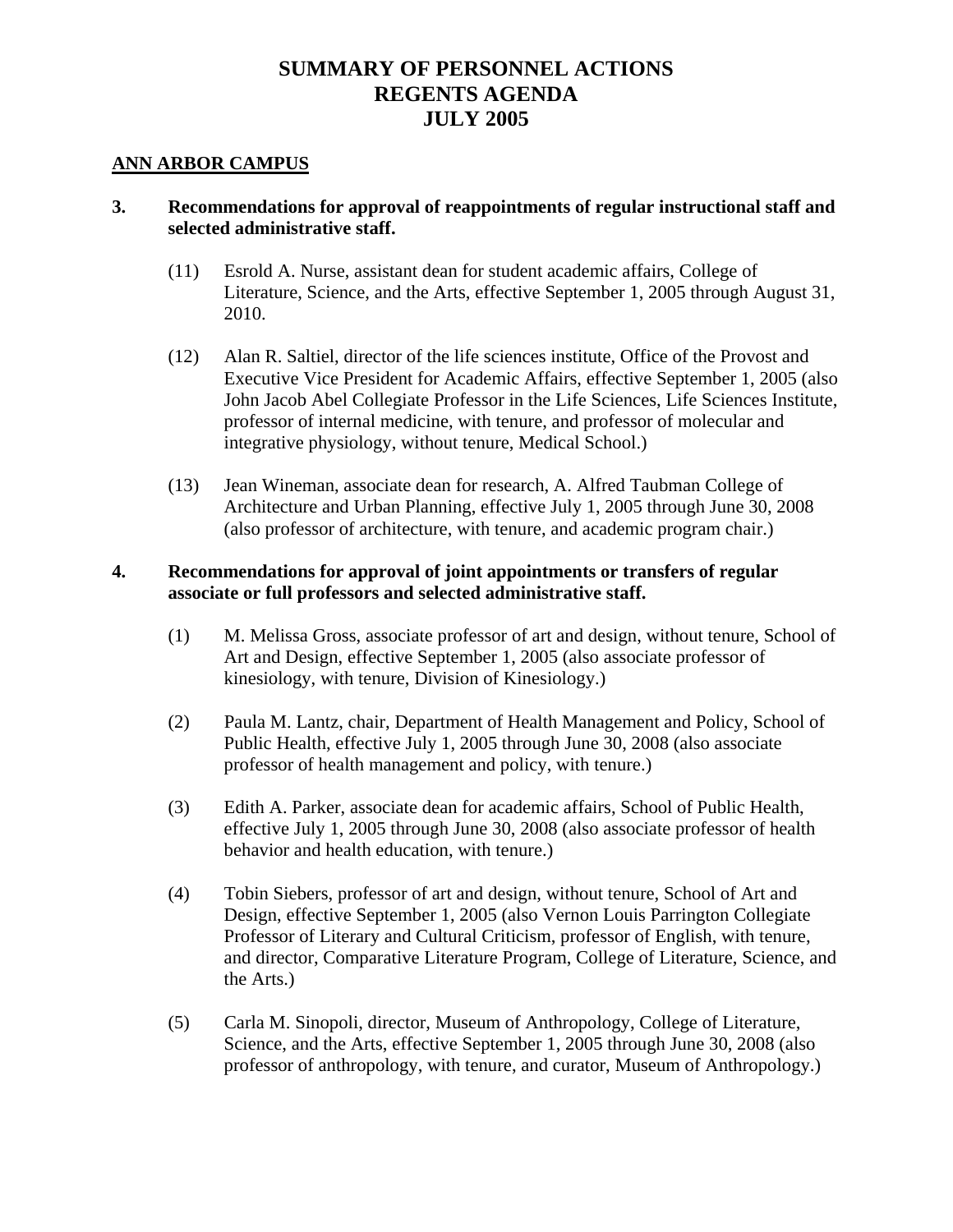# SUMMARY OF PERSONNEL ACTIONS
# REGENTS AGENDA
# JULY 2005

## ANN ARBOR CAMPUS

**3. Recommendations for approval of reappointments of regular instructional staff and selected administrative staff.**

(11) Esrold A. Nurse, assistant dean for student academic affairs, College of Literature, Science, and the Arts, effective September 1, 2005 through August 31, 2010.

(12) Alan R. Saltiel, director of the life sciences institute, Office of the Provost and Executive Vice President for Academic Affairs, effective September 1, 2005 (also John Jacob Abel Collegiate Professor in the Life Sciences, Life Sciences Institute, professor of internal medicine, with tenure, and professor of molecular and integrative physiology, without tenure, Medical School.)

(13) Jean Wineman, associate dean for research, A. Alfred Taubman College of Architecture and Urban Planning, effective July 1, 2005 through June 30, 2008 (also professor of architecture, with tenure, and academic program chair.)

**4. Recommendations for approval of joint appointments or transfers of regular associate or full professors and selected administrative staff.**

(1) M. Melissa Gross, associate professor of art and design, without tenure, School of Art and Design, effective September 1, 2005 (also associate professor of kinesiology, with tenure, Division of Kinesiology.)

(2) Paula M. Lantz, chair, Department of Health Management and Policy, School of Public Health, effective July 1, 2005 through June 30, 2008 (also associate professor of health management and policy, with tenure.)

(3) Edith A. Parker, associate dean for academic affairs, School of Public Health, effective July 1, 2005 through June 30, 2008 (also associate professor of health behavior and health education, with tenure.)

(4) Tobin Siebers, professor of art and design, without tenure, School of Art and Design, effective September 1, 2005 (also Vernon Louis Parrington Collegiate Professor of Literary and Cultural Criticism, professor of English, with tenure, and director, Comparative Literature Program, College of Literature, Science, and the Arts.)

(5) Carla M. Sinopoli, director, Museum of Anthropology, College of Literature, Science, and the Arts, effective September 1, 2005 through June 30, 2008 (also professor of anthropology, with tenure, and curator, Museum of Anthropology.)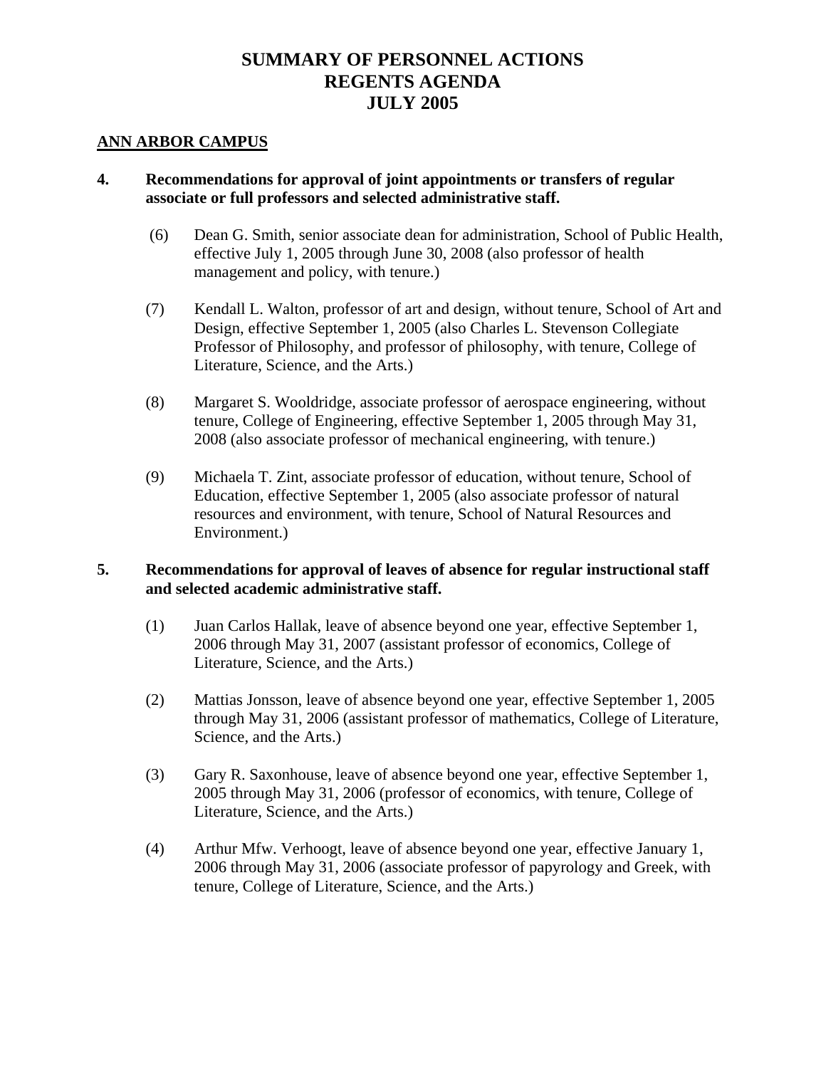# SUMMARY OF PERSONNEL ACTIONS
# REGENTS AGENDA
# JULY 2005

## ANN ARBOR CAMPUS

**4. Recommendations for approval of joint appointments or transfers of regular associate or full professors and selected administrative staff.**

(6) Dean G. Smith, senior associate dean for administration, School of Public Health, effective July 1, 2005 through June 30, 2008 (also professor of health management and policy, with tenure.)

(7) Kendall L. Walton, professor of art and design, without tenure, School of Art and Design, effective September 1, 2005 (also Charles L. Stevenson Collegiate Professor of Philosophy, and professor of philosophy, with tenure, College of Literature, Science, and the Arts.)

(8) Margaret S. Wooldridge, associate professor of aerospace engineering, without tenure, College of Engineering, effective September 1, 2005 through May 31, 2008 (also associate professor of mechanical engineering, with tenure.)

(9) Michaela T. Zint, associate professor of education, without tenure, School of Education, effective September 1, 2005 (also associate professor of natural resources and environment, with tenure, School of Natural Resources and Environment.)

**5. Recommendations for approval of leaves of absence for regular instructional staff and selected academic administrative staff.**

(1) Juan Carlos Hallak, leave of absence beyond one year, effective September 1, 2006 through May 31, 2007 (assistant professor of economics, College of Literature, Science, and the Arts.)

(2) Mattias Jonsson, leave of absence beyond one year, effective September 1, 2005 through May 31, 2006 (assistant professor of mathematics, College of Literature, Science, and the Arts.)

(3) Gary R. Saxonhouse, leave of absence beyond one year, effective September 1, 2005 through May 31, 2006 (professor of economics, with tenure, College of Literature, Science, and the Arts.)

(4) Arthur Mfw. Verhoogt, leave of absence beyond one year, effective January 1, 2006 through May 31, 2006 (associate professor of papyrology and Greek, with tenure, College of Literature, Science, and the Arts.)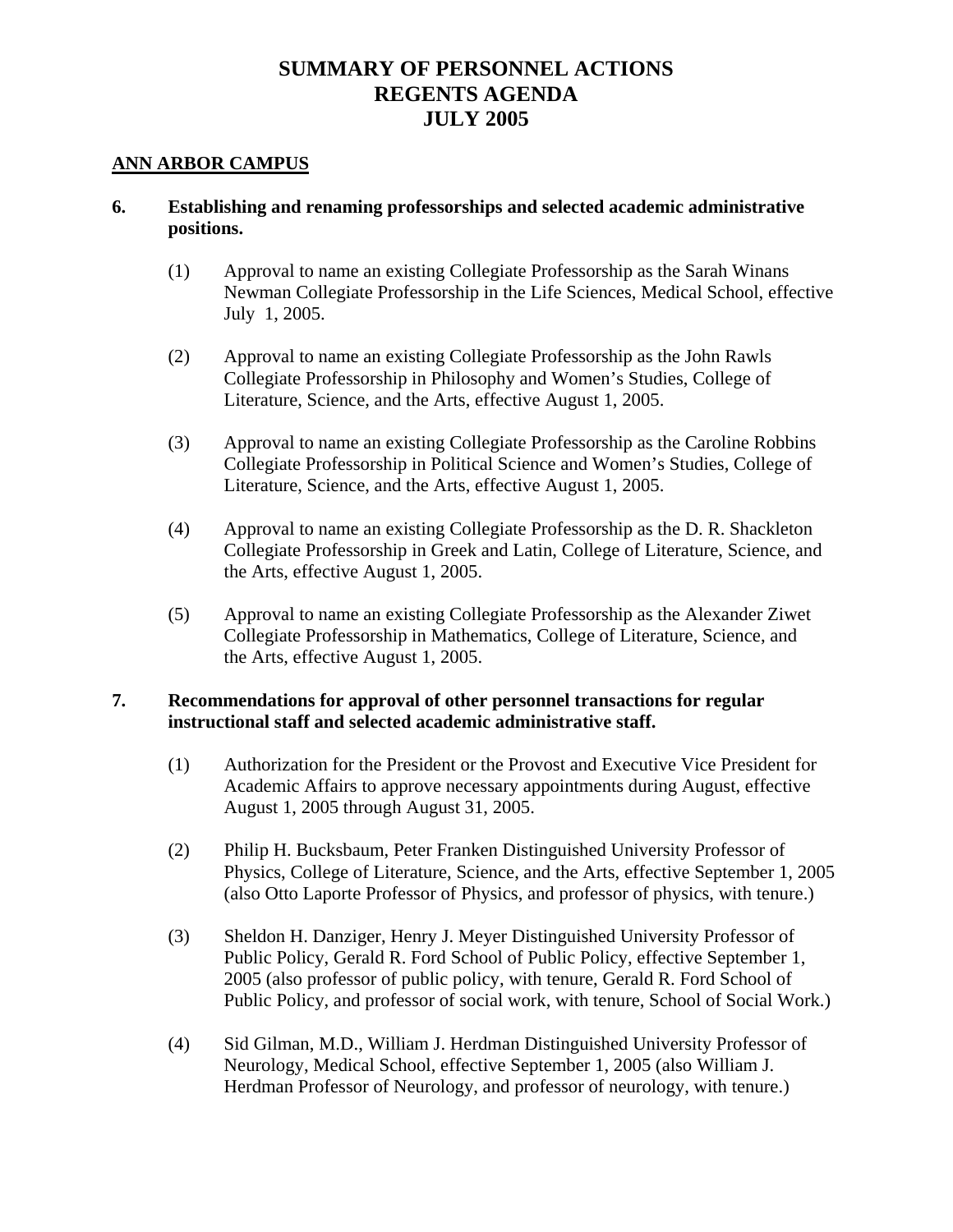# SUMMARY OF PERSONNEL ACTIONS
# REGENTS AGENDA
# JULY 2005

## ANN ARBOR CAMPUS

**6. Establishing and renaming professorships and selected academic administrative positions.**

(1) Approval to name an existing Collegiate Professorship as the Sarah Winans Newman Collegiate Professorship in the Life Sciences, Medical School, effective July 1, 2005.

(2) Approval to name an existing Collegiate Professorship as the John Rawls Collegiate Professorship in Philosophy and Women's Studies, College of Literature, Science, and the Arts, effective August 1, 2005.

(3) Approval to name an existing Collegiate Professorship as the Caroline Robbins Collegiate Professorship in Political Science and Women's Studies, College of Literature, Science, and the Arts, effective August 1, 2005.

(4) Approval to name an existing Collegiate Professorship as the D. R. Shackleton Collegiate Professorship in Greek and Latin, College of Literature, Science, and the Arts, effective August 1, 2005.

(5) Approval to name an existing Collegiate Professorship as the Alexander Ziwet Collegiate Professorship in Mathematics, College of Literature, Science, and the Arts, effective August 1, 2005.

**7. Recommendations for approval of other personnel transactions for regular instructional staff and selected academic administrative staff.**

(1) Authorization for the President or the Provost and Executive Vice President for Academic Affairs to approve necessary appointments during August, effective August 1, 2005 through August 31, 2005.

(2) Philip H. Bucksbaum, Peter Franken Distinguished University Professor of Physics, College of Literature, Science, and the Arts, effective September 1, 2005 (also Otto Laporte Professor of Physics, and professor of physics, with tenure.)

(3) Sheldon H. Danziger, Henry J. Meyer Distinguished University Professor of Public Policy, Gerald R. Ford School of Public Policy, effective September 1, 2005 (also professor of public policy, with tenure, Gerald R. Ford School of Public Policy, and professor of social work, with tenure, School of Social Work.)

(4) Sid Gilman, M.D., William J. Herdman Distinguished University Professor of Neurology, Medical School, effective September 1, 2005 (also William J. Herdman Professor of Neurology, and professor of neurology, with tenure.)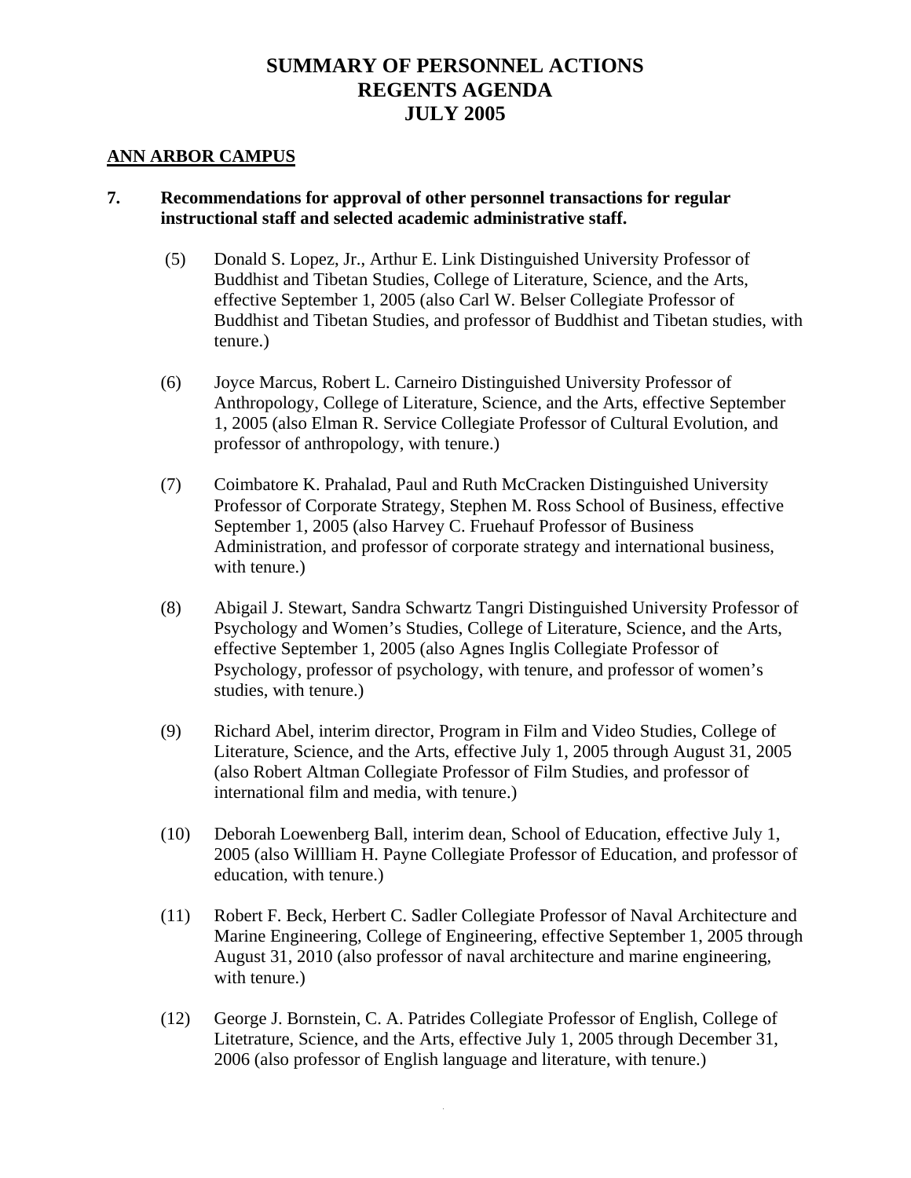# SUMMARY OF PERSONNEL ACTIONS
# REGENTS AGENDA
# JULY 2005

**ANN ARBOR CAMPUS**

**7. Recommendations for approval of other personnel transactions for regular instructional staff and selected academic administrative staff.**

(5) Donald S. Lopez, Jr., Arthur E. Link Distinguished University Professor of Buddhist and Tibetan Studies, College of Literature, Science, and the Arts, effective September 1, 2005 (also Carl W. Belser Collegiate Professor of Buddhist and Tibetan Studies, and professor of Buddhist and Tibetan studies, with tenure.)

(6) Joyce Marcus, Robert L. Carneiro Distinguished University Professor of Anthropology, College of Literature, Science, and the Arts, effective September 1, 2005 (also Elman R. Service Collegiate Professor of Cultural Evolution, and professor of anthropology, with tenure.)

(7) Coimbatore K. Prahalad, Paul and Ruth McCracken Distinguished University Professor of Corporate Strategy, Stephen M. Ross School of Business, effective September 1, 2005 (also Harvey C. Fruehauf Professor of Business Administration, and professor of corporate strategy and international business, with tenure.)

(8) Abigail J. Stewart, Sandra Schwartz Tangri Distinguished University Professor of Psychology and Women's Studies, College of Literature, Science, and the Arts, effective September 1, 2005 (also Agnes Inglis Collegiate Professor of Psychology, professor of psychology, with tenure, and professor of women's studies, with tenure.)

(9) Richard Abel, interim director, Program in Film and Video Studies, College of Literature, Science, and the Arts, effective July 1, 2005 through August 31, 2005 (also Robert Altman Collegiate Professor of Film Studies, and professor of international film and media, with tenure.)

(10) Deborah Loewenberg Ball, interim dean, School of Education, effective July 1, 2005 (also Willliam H. Payne Collegiate Professor of Education, and professor of education, with tenure.)

(11) Robert F. Beck, Herbert C. Sadler Collegiate Professor of Naval Architecture and Marine Engineering, College of Engineering, effective September 1, 2005 through August 31, 2010 (also professor of naval architecture and marine engineering, with tenure.)

(12) George J. Bornstein, C. A. Patrides Collegiate Professor of English, College of Litetrature, Science, and the Arts, effective July 1, 2005 through December 31, 2006 (also professor of English language and literature, with tenure.)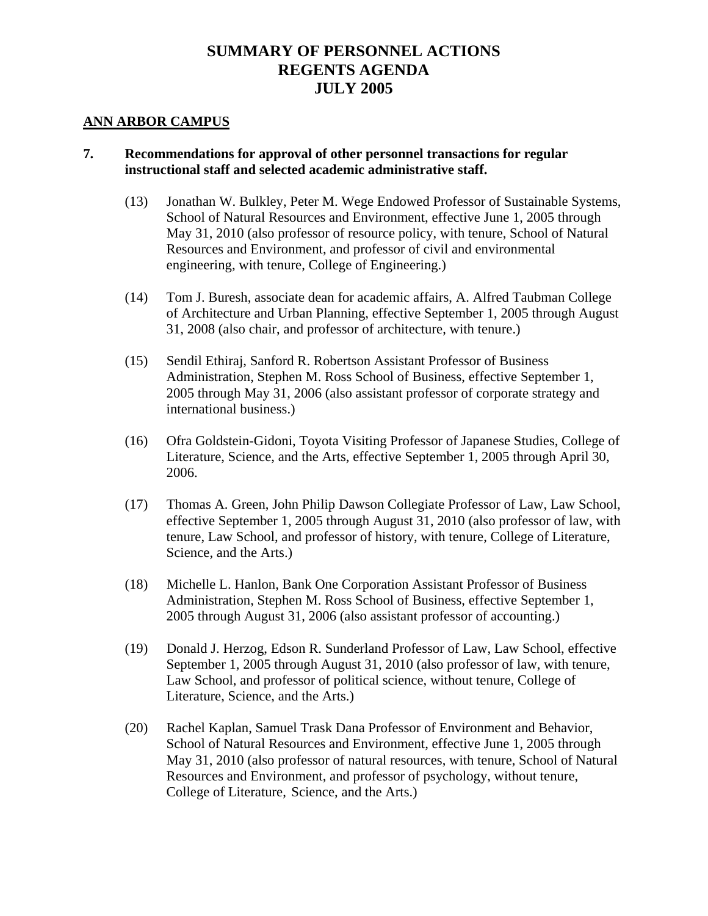# SUMMARY OF PERSONNEL ACTIONS
# REGENTS AGENDA
# JULY 2005

## ANN ARBOR CAMPUS

**7. Recommendations for approval of other personnel transactions for regular instructional staff and selected academic administrative staff.**

(13) Jonathan W. Bulkley, Peter M. Wege Endowed Professor of Sustainable Systems, School of Natural Resources and Environment, effective June 1, 2005 through May 31, 2010 (also professor of resource policy, with tenure, School of Natural Resources and Environment, and professor of civil and environmental engineering, with tenure, College of Engineering.)

(14) Tom J. Buresh, associate dean for academic affairs, A. Alfred Taubman College of Architecture and Urban Planning, effective September 1, 2005 through August 31, 2008 (also chair, and professor of architecture, with tenure.)

(15) Sendil Ethiraj, Sanford R. Robertson Assistant Professor of Business Administration, Stephen M. Ross School of Business, effective September 1, 2005 through May 31, 2006 (also assistant professor of corporate strategy and international business.)

(16) Ofra Goldstein-Gidoni, Toyota Visiting Professor of Japanese Studies, College of Literature, Science, and the Arts, effective September 1, 2005 through April 30, 2006.

(17) Thomas A. Green, John Philip Dawson Collegiate Professor of Law, Law School, effective September 1, 2005 through August 31, 2010 (also professor of law, with tenure, Law School, and professor of history, with tenure, College of Literature, Science, and the Arts.)

(18) Michelle L. Hanlon, Bank One Corporation Assistant Professor of Business Administration, Stephen M. Ross School of Business, effective September 1, 2005 through August 31, 2006 (also assistant professor of accounting.)

(19) Donald J. Herzog, Edson R. Sunderland Professor of Law, Law School, effective September 1, 2005 through August 31, 2010 (also professor of law, with tenure, Law School, and professor of political science, without tenure, College of Literature, Science, and the Arts.)

(20) Rachel Kaplan, Samuel Trask Dana Professor of Environment and Behavior, School of Natural Resources and Environment, effective June 1, 2005 through May 31, 2010 (also professor of natural resources, with tenure, School of Natural Resources and Environment, and professor of psychology, without tenure, College of Literature, Science, and the Arts.)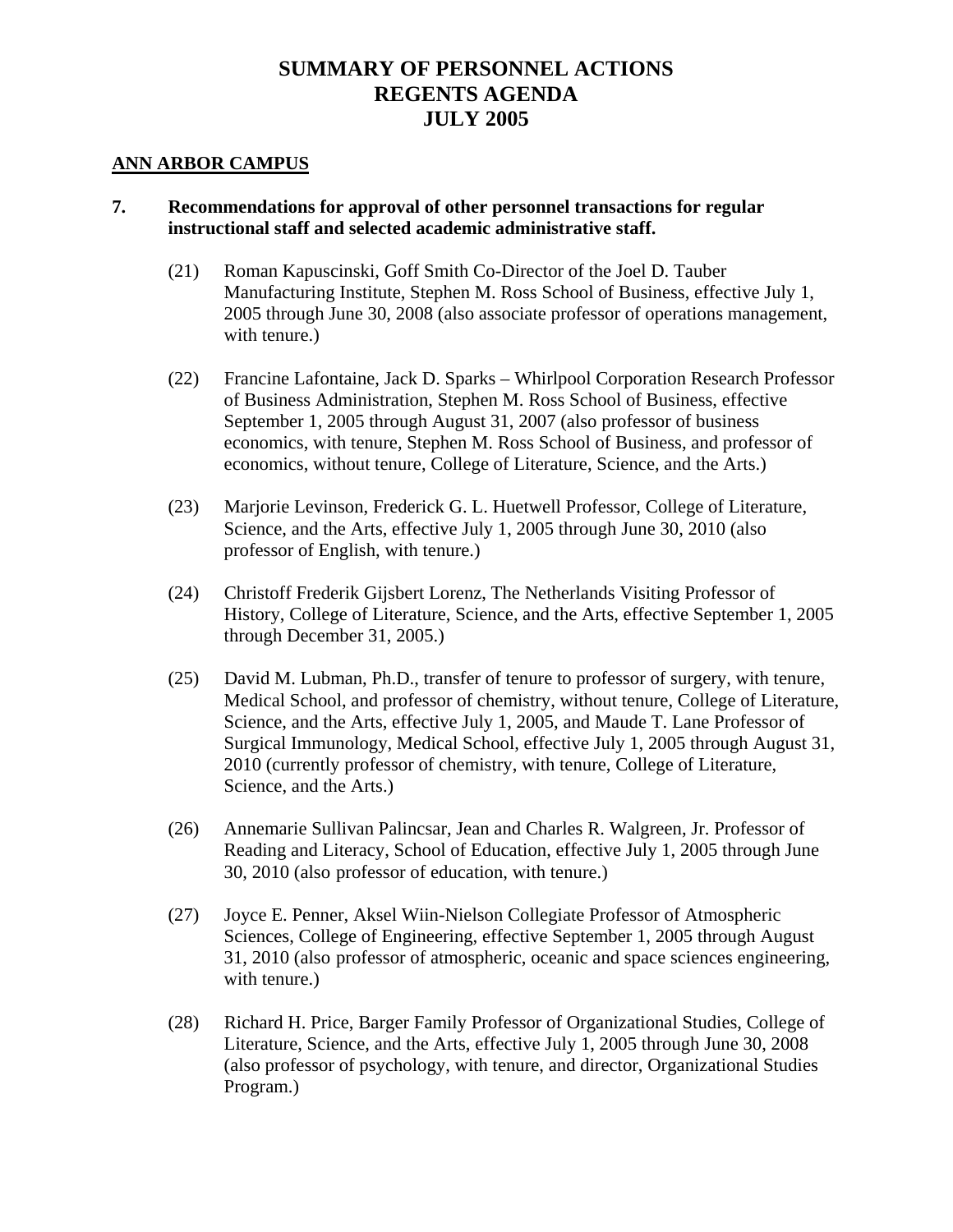# SUMMARY OF PERSONNEL ACTIONS
# REGENTS AGENDA
# JULY 2005

**ANN ARBOR CAMPUS**

**7. Recommendations for approval of other personnel transactions for regular instructional staff and selected academic administrative staff.**

(21) Roman Kapuscinski, Goff Smith Co-Director of the Joel D. Tauber Manufacturing Institute, Stephen M. Ross School of Business, effective July 1, 2005 through June 30, 2008 (also associate professor of operations management, with tenure.)

(22) Francine Lafontaine, Jack D. Sparks – Whirlpool Corporation Research Professor of Business Administration, Stephen M. Ross School of Business, effective September 1, 2005 through August 31, 2007 (also professor of business economics, with tenure, Stephen M. Ross School of Business, and professor of economics, without tenure, College of Literature, Science, and the Arts.)

(23) Marjorie Levinson, Frederick G. L. Huetwell Professor, College of Literature, Science, and the Arts, effective July 1, 2005 through June 30, 2010 (also professor of English, with tenure.)

(24) Christoff Frederik Gijsbert Lorenz, The Netherlands Visiting Professor of History, College of Literature, Science, and the Arts, effective September 1, 2005 through December 31, 2005.)

(25) David M. Lubman, Ph.D., transfer of tenure to professor of surgery, with tenure, Medical School, and professor of chemistry, without tenure, College of Literature, Science, and the Arts, effective July 1, 2005, and Maude T. Lane Professor of Surgical Immunology, Medical School, effective July 1, 2005 through August 31, 2010 (currently professor of chemistry, with tenure, College of Literature, Science, and the Arts.)

(26) Annemarie Sullivan Palincsar, Jean and Charles R. Walgreen, Jr. Professor of Reading and Literacy, School of Education, effective July 1, 2005 through June 30, 2010 (also professor of education, with tenure.)

(27) Joyce E. Penner, Aksel Wiin-Nielson Collegiate Professor of Atmospheric Sciences, College of Engineering, effective September 1, 2005 through August 31, 2010 (also professor of atmospheric, oceanic and space sciences engineering, with tenure.)

(28) Richard H. Price, Barger Family Professor of Organizational Studies, College of Literature, Science, and the Arts, effective July 1, 2005 through June 30, 2008 (also professor of psychology, with tenure, and director, Organizational Studies Program.)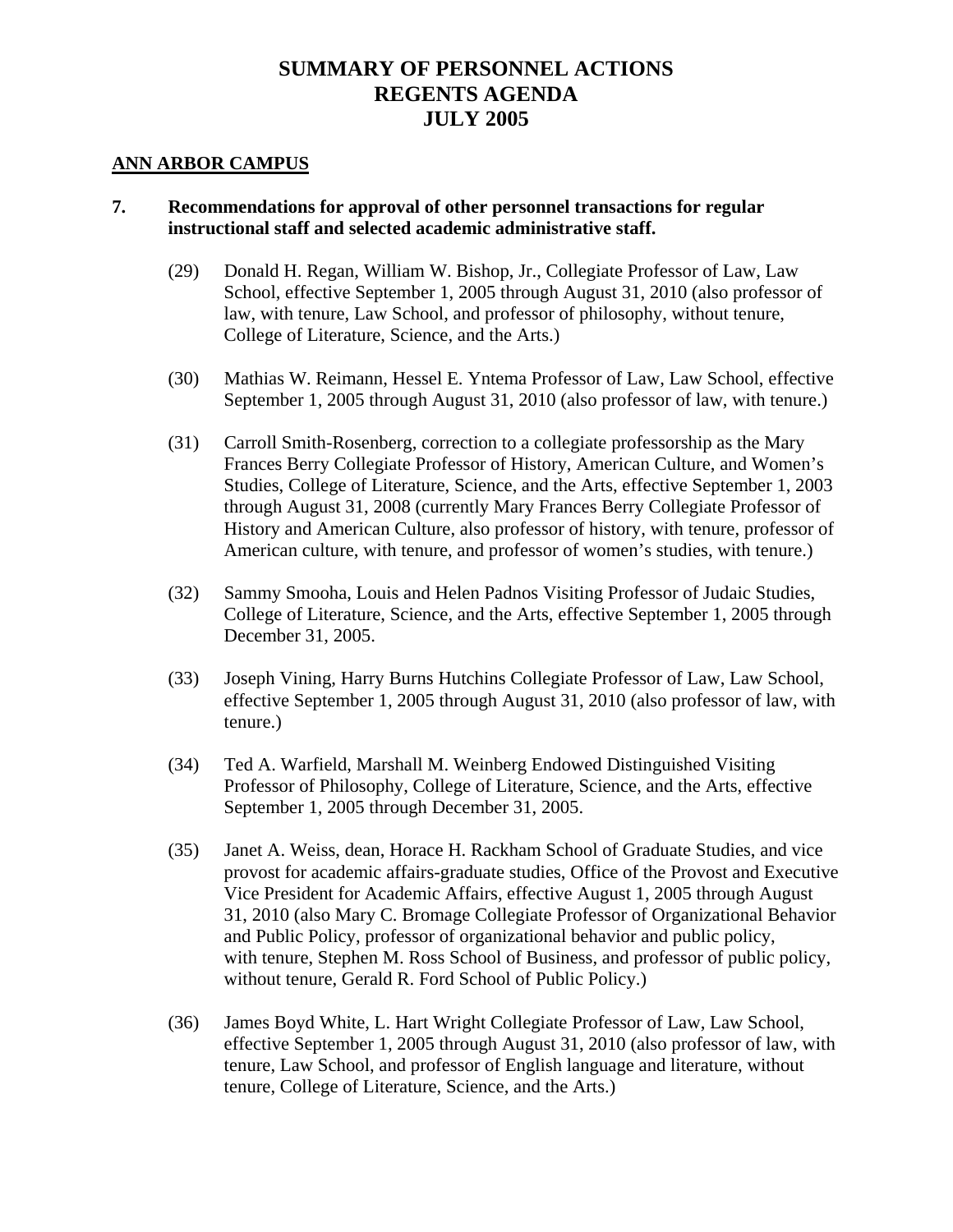# SUMMARY OF PERSONNEL ACTIONS
# REGENTS AGENDA
# JULY 2005

## ANN ARBOR CAMPUS

**7. Recommendations for approval of other personnel transactions for regular instructional staff and selected academic administrative staff.**

(29) Donald H. Regan, William W. Bishop, Jr., Collegiate Professor of Law, Law School, effective September 1, 2005 through August 31, 2010 (also professor of law, with tenure, Law School, and professor of philosophy, without tenure, College of Literature, Science, and the Arts.)

(30) Mathias W. Reimann, Hessel E. Yntema Professor of Law, Law School, effective September 1, 2005 through August 31, 2010 (also professor of law, with tenure.)

(31) Carroll Smith-Rosenberg, correction to a collegiate professorship as the Mary Frances Berry Collegiate Professor of History, American Culture, and Women's Studies, College of Literature, Science, and the Arts, effective September 1, 2003 through August 31, 2008 (currently Mary Frances Berry Collegiate Professor of History and American Culture, also professor of history, with tenure, professor of American culture, with tenure, and professor of women's studies, with tenure.)

(32) Sammy Smooha, Louis and Helen Padnos Visiting Professor of Judaic Studies, College of Literature, Science, and the Arts, effective September 1, 2005 through December 31, 2005.

(33) Joseph Vining, Harry Burns Hutchins Collegiate Professor of Law, Law School, effective September 1, 2005 through August 31, 2010 (also professor of law, with tenure.)

(34) Ted A. Warfield, Marshall M. Weinberg Endowed Distinguished Visiting Professor of Philosophy, College of Literature, Science, and the Arts, effective September 1, 2005 through December 31, 2005.

(35) Janet A. Weiss, dean, Horace H. Rackham School of Graduate Studies, and vice provost for academic affairs-graduate studies, Office of the Provost and Executive Vice President for Academic Affairs, effective August 1, 2005 through August 31, 2010 (also Mary C. Bromage Collegiate Professor of Organizational Behavior and Public Policy, professor of organizational behavior and public policy, with tenure, Stephen M. Ross School of Business, and professor of public policy, without tenure, Gerald R. Ford School of Public Policy.)

(36) James Boyd White, L. Hart Wright Collegiate Professor of Law, Law School, effective September 1, 2005 through August 31, 2010 (also professor of law, with tenure, Law School, and professor of English language and literature, without tenure, College of Literature, Science, and the Arts.)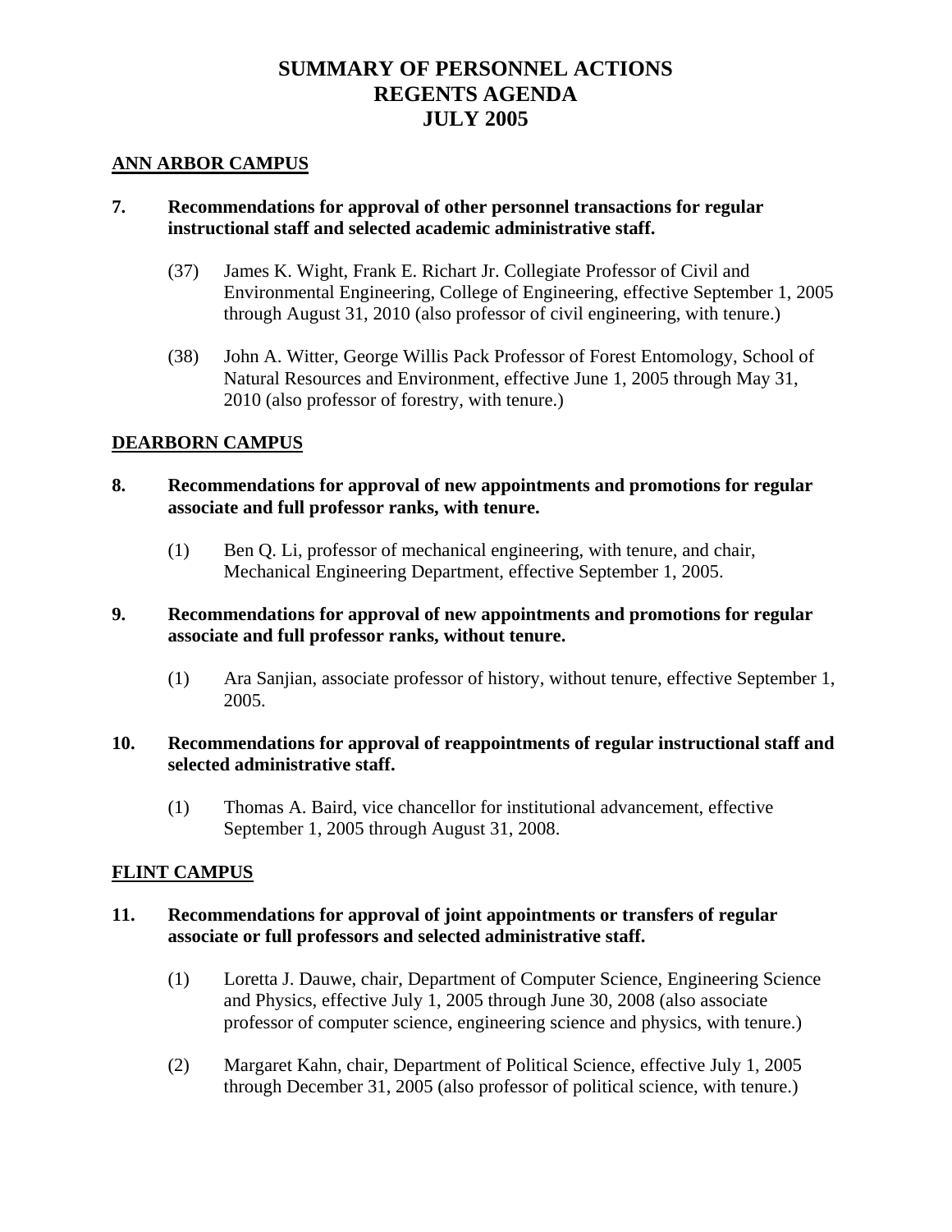# SUMMARY OF PERSONNEL ACTIONS
# REGENTS AGENDA
# JULY 2005

## ANN ARBOR CAMPUS

**7. Recommendations for approval of other personnel transactions for regular instructional staff and selected academic administrative staff.**

(37) James K. Wight, Frank E. Richart Jr. Collegiate Professor of Civil and Environmental Engineering, College of Engineering, effective September 1, 2005 through August 31, 2010 (also professor of civil engineering, with tenure.)

(38) John A. Witter, George Willis Pack Professor of Forest Entomology, School of Natural Resources and Environment, effective June 1, 2005 through May 31, 2010 (also professor of forestry, with tenure.)

## DEARBORN CAMPUS

**8. Recommendations for approval of new appointments and promotions for regular associate and full professor ranks, with tenure.**

(1) Ben Q. Li, professor of mechanical engineering, with tenure, and chair, Mechanical Engineering Department, effective September 1, 2005.

**9. Recommendations for approval of new appointments and promotions for regular associate and full professor ranks, without tenure.**

(1) Ara Sanjian, associate professor of history, without tenure, effective September 1, 2005.

**10. Recommendations for approval of reappointments of regular instructional staff and selected administrative staff.**

(1) Thomas A. Baird, vice chancellor for institutional advancement, effective September 1, 2005 through August 31, 2008.

## FLINT CAMPUS

**11. Recommendations for approval of joint appointments or transfers of regular associate or full professors and selected administrative staff.**

(1) Loretta J. Dauwe, chair, Department of Computer Science, Engineering Science and Physics, effective July 1, 2005 through June 30, 2008 (also associate professor of computer science, engineering science and physics, with tenure.)

(2) Margaret Kahn, chair, Department of Political Science, effective July 1, 2005 through December 31, 2005 (also professor of political science, with tenure.)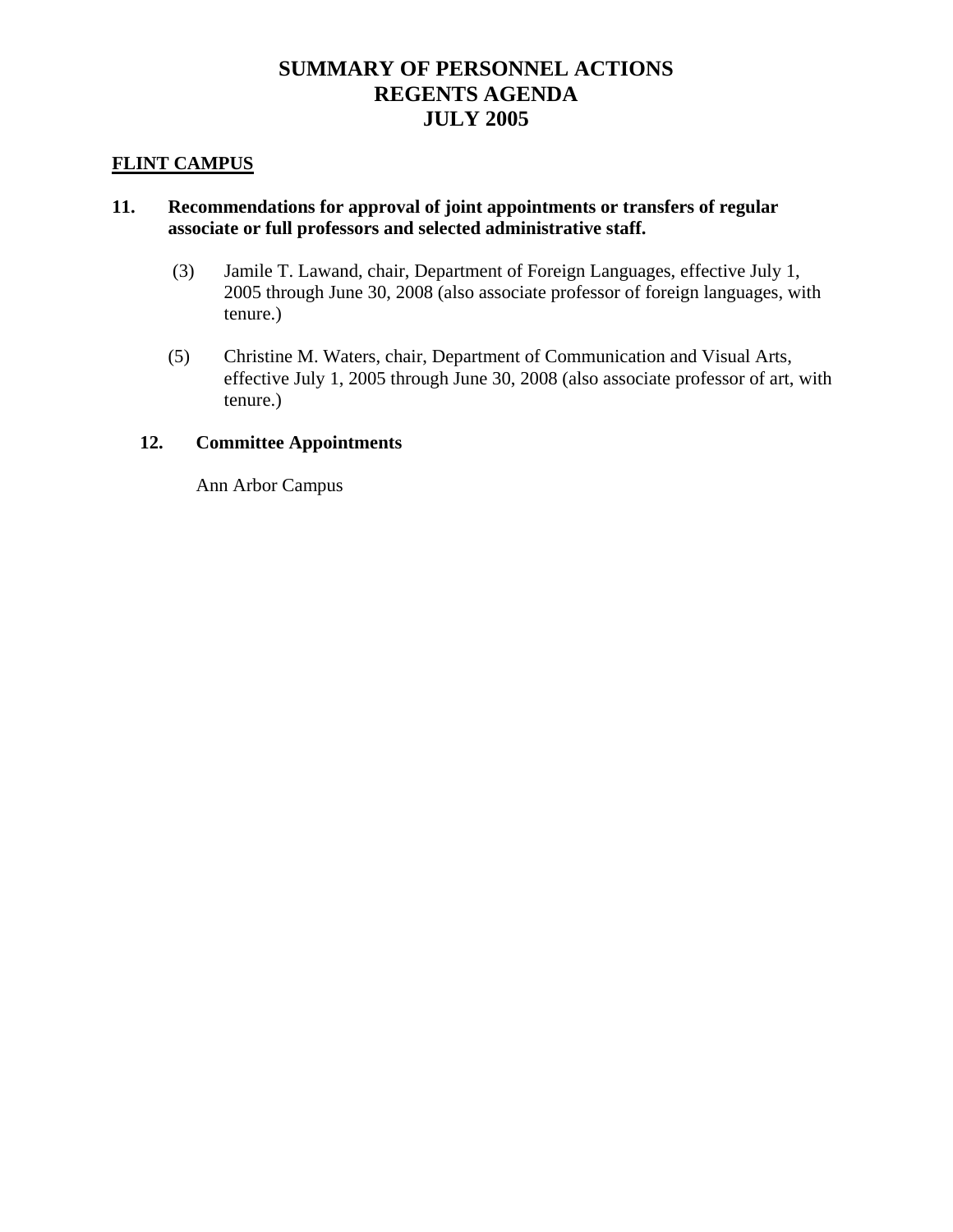# SUMMARY OF PERSONNEL ACTIONS
# REGENTS AGENDA
# JULY 2005

**FLINT CAMPUS**

**11. Recommendations for approval of joint appointments or transfers of regular associate or full professors and selected administrative staff.**

(3) Jamile T. Lawand, chair, Department of Foreign Languages, effective July 1, 2005 through June 30, 2008 (also associate professor of foreign languages, with tenure.)

(5) Christine M. Waters, chair, Department of Communication and Visual Arts, effective July 1, 2005 through June 30, 2008 (also associate professor of art, with tenure.)

**12. Committee Appointments**

Ann Arbor Campus